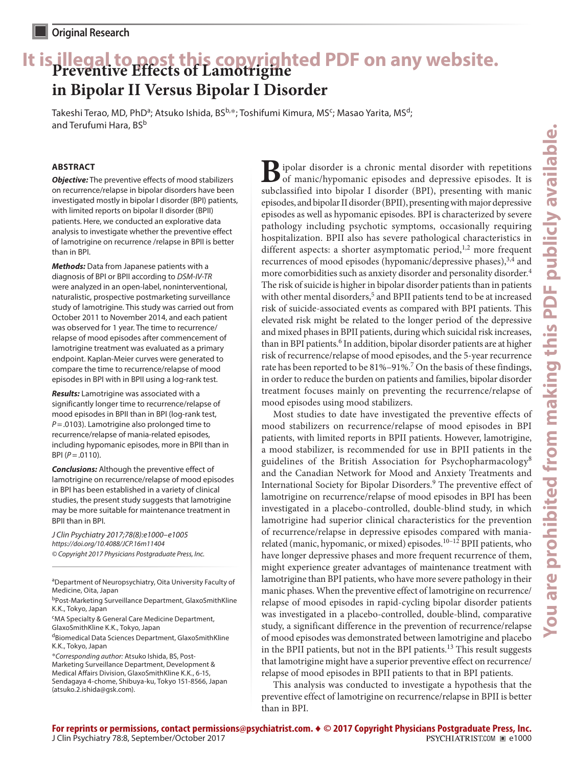Original Research

# Preventive Effects of Lamotrigine in Bipolar II Versus Bipolar I Disorder

Takeshi Terao, MD, PhD[a]; Atsuko Ishida, BS[b,*]; Toshifumi Kimura, MS[c]; Masao Yarita, MS[d]; and Terufumi Hara, BS[b]

## ABSTRACT

***Objective:*** The preventive effects of mood stabilizers on recurrence/relapse in bipolar disorders have been investigated mostly in bipolar I disorder (BPI) patients, with limited reports on bipolar II disorder (BPII) patients. Here, we conducted an explorative data analysis to investigate whether the preventive effect of lamotrigine on recurrence /relapse in BPII is better than in BPI.

***Methods:*** Data from Japanese patients with a diagnosis of BPI or BPII according to *DSM-IV-TR* were analyzed in an open-label, noninterventional, naturalistic, prospective postmarketing surveillance study of lamotrigine. This study was carried out from October 2011 to November 2014, and each patient was observed for 1 year. The time to recurrence/relapse of mood episodes after commencement of lamotrigine treatment was evaluated as a primary endpoint. Kaplan-Meier curves were generated to compare the time to recurrence/relapse of mood episodes in BPI with in BPII using a log-rank test.

***Results:*** Lamotrigine was associated with a significantly longer time to recurrence/relapse of mood episodes in BPII than in BPI (log-rank test, $P = .0103$). Lamotrigine also prolonged time to recurrence/relapse of mania-related episodes, including hypomanic episodes, more in BPII than in BPI ($P = .0110$).

***Conclusions:*** Although the preventive effect of lamotrigine on recurrence/relapse of mood episodes in BPI has been established in a variety of clinical studies, the present study suggests that lamotrigine may be more suitable for maintenance treatment in BPII than in BPI.

*J Clin Psychiatry 2017;78(8):e1000–e1005*
*https://doi.org/10.4088/JCP.16m11404*
*© Copyright 2017 Physicians Postgraduate Press, Inc.*

[a]Department of Neuropsychiatry, Oita University Faculty of Medicine, Oita, Japan

[b]Post-Marketing Surveillance Department, GlaxoSmithKline K.K., Tokyo, Japan

[c]MA Specialty & General Care Medicine Department, GlaxoSmithKline K.K., Tokyo, Japan

[d]Biomedical Data Sciences Department, GlaxoSmithKline K.K., Tokyo, Japan

*Corresponding author:* Atsuko Ishida, BS, Post-Marketing Surveillance Department, Development & Medical Affairs Division, GlaxoSmithKline K.K., 6-15, Sendagaya 4-chome, Shibuya-ku, Tokyo 151-8566, Japan (atsuko.2.ishida@gsk.com).

Bipolar disorder is a chronic mental disorder with repetitions of manic/hypomanic episodes and depressive episodes. It is subclassified into bipolar I disorder (BPI), presenting with manic episodes, and bipolar II disorder (BPII), presenting with major depressive episodes as well as hypomanic episodes. BPI is characterized by severe pathology including psychotic symptoms, occasionally requiring hospitalization. BPII also has severe pathological characteristics in different aspects: a shorter asymptomatic period,[1,2] more frequent recurrences of mood episodes (hypomanic/depressive phases),[3,4] and more comorbidities such as anxiety disorder and personality disorder.[4] The risk of suicide is higher in bipolar disorder patients than in patients with other mental disorders,[5] and BPII patients tend to be at increased risk of suicide-associated events as compared with BPI patients. This elevated risk might be related to the longer period of the depressive and mixed phases in BPII patients, during which suicidal risk increases, than in BPI patients.[6] In addition, bipolar disorder patients are at higher risk of recurrence/relapse of mood episodes, and the 5-year recurrence rate has been reported to be 81%–91%.[7] On the basis of these findings, in order to reduce the burden on patients and families, bipolar disorder treatment focuses mainly on preventing the recurrence/relapse of mood episodes using mood stabilizers.

Most studies to date have investigated the preventive effects of mood stabilizers on recurrence/relapse of mood episodes in BPI patients, with limited reports in BPII patients. However, lamotrigine, a mood stabilizer, is recommended for use in BPII patients in the guidelines of the British Association for Psychopharmacology[8] and the Canadian Network for Mood and Anxiety Treatments and International Society for Bipolar Disorders.[9] The preventive effect of lamotrigine on recurrence/relapse of mood episodes in BPI has been investigated in a placebo-controlled, double-blind study, in which lamotrigine had superior clinical characteristics for the prevention of recurrence/relapse in depressive episodes compared with mania-related (manic, hypomanic, or mixed) episodes.[10–12] BPII patients, who have longer depressive phases and more frequent recurrence of them, might experience greater advantages of maintenance treatment with lamotrigine than BPI patients, who have more severe pathology in their manic phases. When the preventive effect of lamotrigine on recurrence/relapse of mood episodes in rapid-cycling bipolar disorder patients was investigated in a placebo-controlled, double-blind, comparative study, a significant difference in the prevention of recurrence/relapse of mood episodes was demonstrated between lamotrigine and placebo in the BPII patients, but not in the BPI patients.[13] This result suggests that lamotrigine might have a superior preventive effect on recurrence/relapse of mood episodes in BPII patients to that in BPI patients.

This analysis was conducted to investigate a hypothesis that the preventive effect of lamotrigine on recurrence/relapse in BPII is better than in BPI.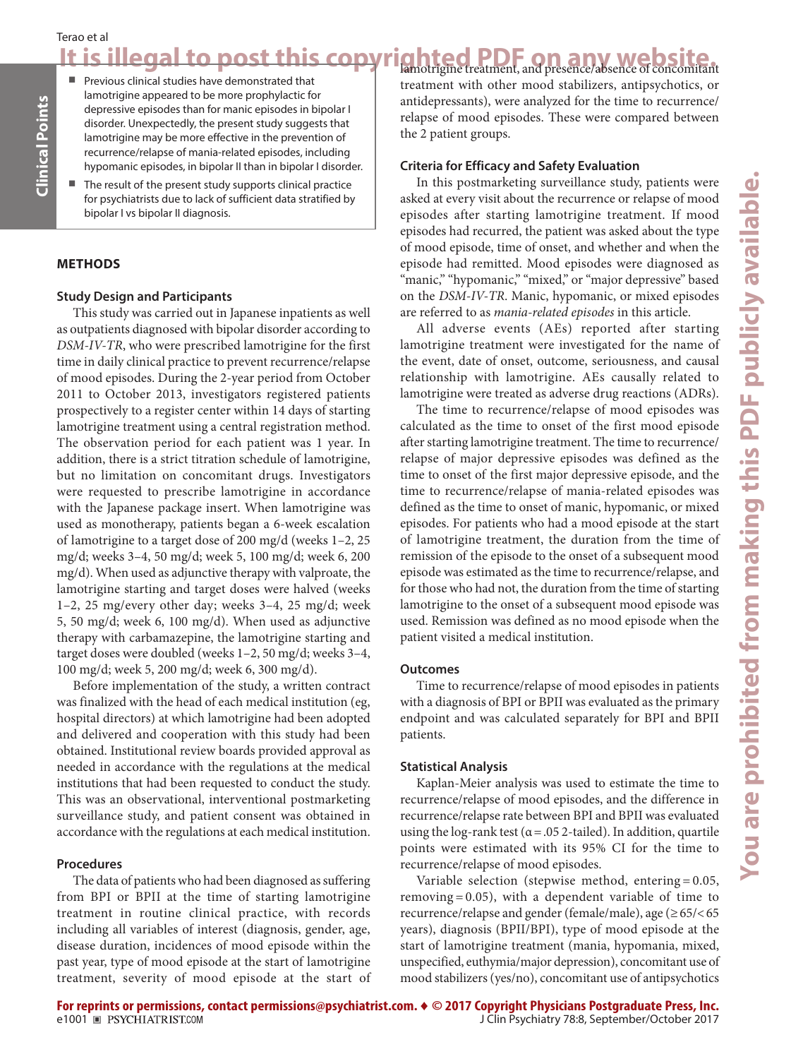## Clinical Points

- Previous clinical studies have demonstrated that lamotrigine appeared to be more prophylactic for depressive episodes than for manic episodes in bipolar I disorder. Unexpectedly, the present study suggests that lamotrigine may be more effective in the prevention of recurrence/relapse of mania-related episodes, including hypomanic episodes, in bipolar II than in bipolar I disorder.
- The result of the present study supports clinical practice for psychiatrists due to lack of sufficient data stratified by bipolar I vs bipolar II diagnosis.

## METHODS

### Study Design and Participants

This study was carried out in Japanese inpatients as well as outpatients diagnosed with bipolar disorder according to *DSM-IV-TR*, who were prescribed lamotrigine for the first time in daily clinical practice to prevent recurrence/relapse of mood episodes. During the 2-year period from October 2011 to October 2013, investigators registered patients prospectively to a register center within 14 days of starting lamotrigine treatment using a central registration method. The observation period for each patient was 1 year. In addition, there is a strict titration schedule of lamotrigine, but no limitation on concomitant drugs. Investigators were requested to prescribe lamotrigine in accordance with the Japanese package insert. When lamotrigine was used as monotherapy, patients began a 6-week escalation of lamotrigine to a target dose of 200 mg/d (weeks 1–2, 25 mg/d; weeks 3–4, 50 mg/d; week 5, 100 mg/d; week 6, 200 mg/d). When used as adjunctive therapy with valproate, the lamotrigine starting and target doses were halved (weeks 1–2, 25 mg/every other day; weeks 3–4, 25 mg/d; week 5, 50 mg/d; week 6, 100 mg/d). When used as adjunctive therapy with carbamazepine, the lamotrigine starting and target doses were doubled (weeks 1–2, 50 mg/d; weeks 3–4, 100 mg/d; week 5, 200 mg/d; week 6, 300 mg/d).

Before implementation of the study, a written contract was finalized with the head of each medical institution (eg, hospital directors) at which lamotrigine had been adopted and delivered and cooperation with this study had been obtained. Institutional review boards provided approval as needed in accordance with the regulations at the medical institutions that had been requested to conduct the study. This was an observational, interventional postmarketing surveillance study, and patient consent was obtained in accordance with the regulations at each medical institution.

### Procedures

The data of patients who had been diagnosed as suffering from BPI or BPII at the time of starting lamotrigine treatment in routine clinical practice, with records including all variables of interest (diagnosis, gender, age, disease duration, incidences of mood episode within the past year, type of mood episode at the start of lamotrigine treatment, severity of mood episode at the start of lamotrigine treatment, and presence/absence of concomitant treatment with other mood stabilizers, antipsychotics, or antidepressants), were analyzed for the time to recurrence/relapse of mood episodes. These were compared between the 2 patient groups.

### Criteria for Efficacy and Safety Evaluation

In this postmarketing surveillance study, patients were asked at every visit about the recurrence or relapse of mood episodes after starting lamotrigine treatment. If mood episodes had recurred, the patient was asked about the type of mood episode, time of onset, and whether and when the episode had remitted. Mood episodes were diagnosed as "manic," "hypomanic," "mixed," or "major depressive" based on the *DSM-IV-TR*. Manic, hypomanic, or mixed episodes are referred to as *mania-related episodes* in this article.

All adverse events (AEs) reported after starting lamotrigine treatment were investigated for the name of the event, date of onset, outcome, seriousness, and causal relationship with lamotrigine. AEs causally related to lamotrigine were treated as adverse drug reactions (ADRs).

The time to recurrence/relapse of mood episodes was calculated as the time to onset of the first mood episode after starting lamotrigine treatment. The time to recurrence/relapse of major depressive episodes was defined as the time to onset of the first major depressive episode, and the time to recurrence/relapse of mania-related episodes was defined as the time to onset of manic, hypomanic, or mixed episodes. For patients who had a mood episode at the start of lamotrigine treatment, the duration from the time of remission of the episode to the onset of a subsequent mood episode was estimated as the time to recurrence/relapse, and for those who had not, the duration from the time of starting lamotrigine to the onset of a subsequent mood episode was used. Remission was defined as no mood episode when the patient visited a medical institution.

### Outcomes

Time to recurrence/relapse of mood episodes in patients with a diagnosis of BPI or BPII was evaluated as the primary endpoint and was calculated separately for BPI and BPII patients.

### Statistical Analysis

Kaplan-Meier analysis was used to estimate the time to recurrence/relapse of mood episodes, and the difference in recurrence/relapse rate between BPI and BPII was evaluated using the log-rank test ($\alpha = .05$ 2-tailed). In addition, quartile points were estimated with its 95% CI for the time to recurrence/relapse of mood episodes.

Variable selection (stepwise method, entering = 0.05, removing = 0.05), with a dependent variable of time to recurrence/relapse and gender (female/male), age ($\geq 65/< 65$ years), diagnosis (BPII/BPI), type of mood episode at the start of lamotrigine treatment (mania, hypomania, mixed, unspecified, euthymia/major depression), concomitant use of mood stabilizers (yes/no), concomitant use of antipsychotics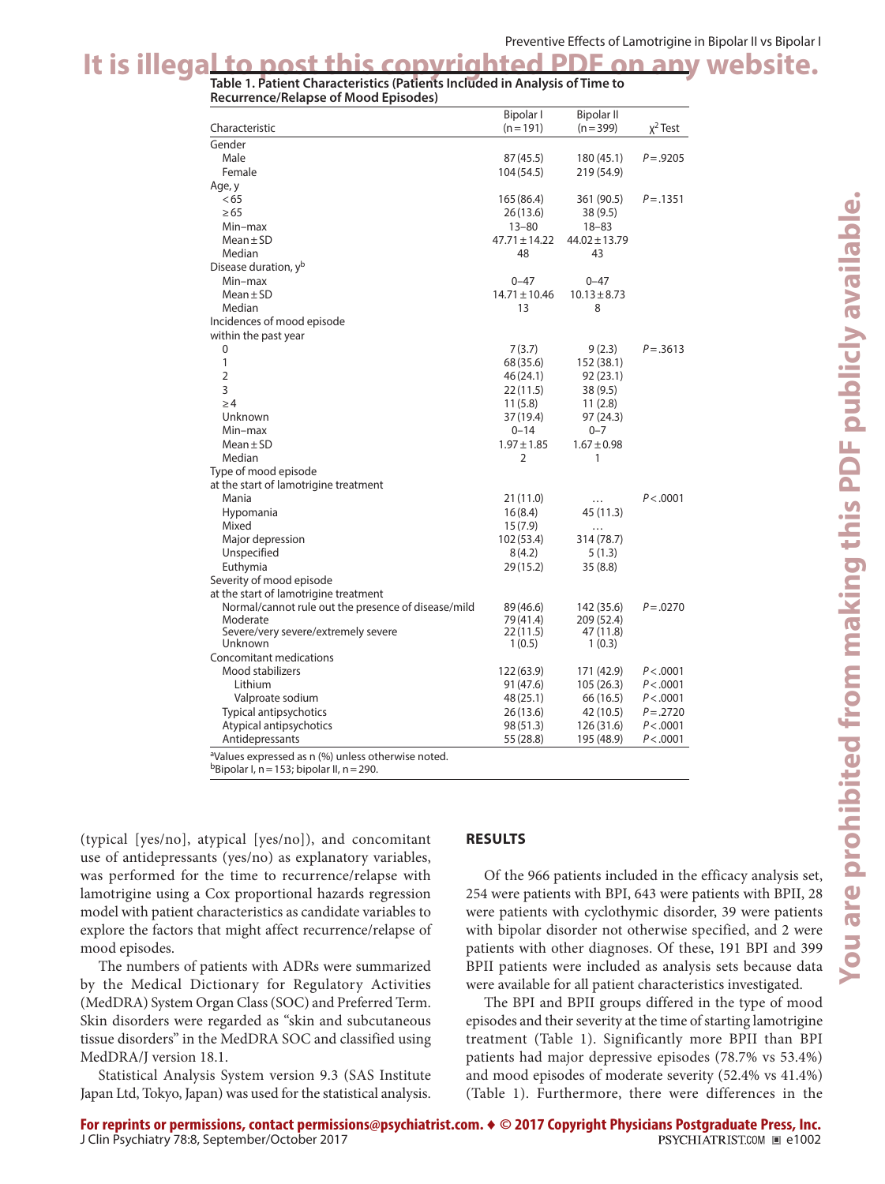**Table 1. Patient Characteristics (Patients Included in Analysis of Time to Recurrence/Relapse of Mood Episodes)**

| Characteristic | Bipolar I (n = 191) | Bipolar II (n = 399) | $\chi^2$ Test |
|---|---|---|---|
| Gender | | | |
| Male | 87 (45.5) | 180 (45.1) | P = .9205 |
| Female | 104 (54.5) | 219 (54.9) | |
| Age, y | | | |
| < 65 | 165 (86.4) | 361 (90.5) | P = .1351 |
| ≥ 65 | 26 (13.6) | 38 (9.5) | |
| Min–max | 13–80 | 18–83 | |
| Mean ± SD | 47.71 ± 14.22 | 44.02 ± 13.79 | |
| Median | 48 | 43 | |
| Disease duration, y[b] | | | |
| Min–max | 0–47 | 0–47 | |
| Mean ± SD | 14.71 ± 10.46 | 10.13 ± 8.73 | |
| Median | 13 | 8 | |
| Incidences of mood episode within the past year | | | |
| 0 | 7 (3.7) | 9 (2.3) | P = .3613 |
| 1 | 68 (35.6) | 152 (38.1) | |
| 2 | 46 (24.1) | 92 (23.1) | |
| 3 | 22 (11.5) | 38 (9.5) | |
| ≥ 4 | 11 (5.8) | 11 (2.8) | |
| Unknown | 37 (19.4) | 97 (24.3) | |
| Min–max | 0–14 | 0–7 | |
| Mean ± SD | 1.97 ± 1.85 | 1.67 ± 0.98 | |
| Median | 2 | 1 | |
| Type of mood episode at the start of lamotrigine treatment | | | |
| Mania | 21 (11.0) | ... | P < .0001 |
| Hypomania | 16 (8.4) | 45 (11.3) | |
| Mixed | 15 (7.9) | ... | |
| Major depression | 102 (53.4) | 314 (78.7) | |
| Unspecified | 8 (4.2) | 5 (1.3) | |
| Euthymia | 29 (15.2) | 35 (8.8) | |
| Severity of mood episode at the start of lamotrigine treatment | | | |
| Normal/cannot rule out the presence of disease/mild | 89 (46.6) | 142 (35.6) | P = .0270 |
| Moderate | 79 (41.4) | 209 (52.4) | |
| Severe/very severe/extremely severe | 22 (11.5) | 47 (11.8) | |
| Unknown | 1 (0.5) | 1 (0.3) | |
| Concomitant medications | | | |
| Mood stabilizers | 122 (63.9) | 171 (42.9) | P < .0001 |
| Lithium | 91 (47.6) | 105 (26.3) | P < .0001 |
| Valproate sodium | 48 (25.1) | 66 (16.5) | P < .0001 |
| Typical antipsychotics | 26 (13.6) | 42 (10.5) | P = .2720 |
| Atypical antipsychotics | 98 (51.3) | 126 (31.6) | P < .0001 |
| Antidepressants | 55 (28.8) | 195 (48.9) | P < .0001 |

[a]Values expressed as n (%) unless otherwise noted.
[b]Bipolar I, n = 153; bipolar II, n = 290.

(typical [yes/no], atypical [yes/no]), and concomitant use of antidepressants (yes/no) as explanatory variables, was performed for the time to recurrence/relapse with lamotrigine using a Cox proportional hazards regression model with patient characteristics as candidate variables to explore the factors that might affect recurrence/relapse of mood episodes.

The numbers of patients with ADRs were summarized by the Medical Dictionary for Regulatory Activities (MedDRA) System Organ Class (SOC) and Preferred Term. Skin disorders were regarded as "skin and subcutaneous tissue disorders" in the MedDRA SOC and classified using MedDRA/J version 18.1.

Statistical Analysis System version 9.3 (SAS Institute Japan Ltd, Tokyo, Japan) was used for the statistical analysis.

## RESULTS

Of the 966 patients included in the efficacy analysis set, 254 were patients with BPI, 643 were patients with BPII, 28 were patients with cyclothymic disorder, 39 were patients with bipolar disorder not otherwise specified, and 2 were patients with other diagnoses. Of these, 191 BPI and 399 BPII patients were included as analysis sets because data were available for all patient characteristics investigated.

The BPI and BPII groups differed in the type of mood episodes and their severity at the time of starting lamotrigine treatment (Table 1). Significantly more BPII than BPI patients had major depressive episodes (78.7% vs 53.4%) and mood episodes of moderate severity (52.4% vs 41.4%) (Table 1). Furthermore, there were differences in the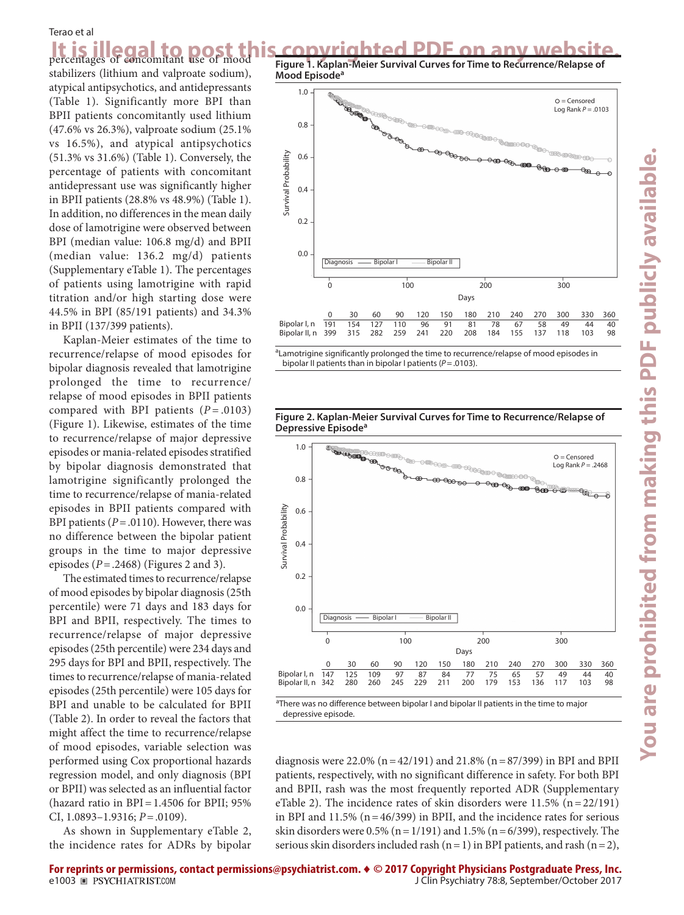percentages of concomitant use of mood stabilizers (lithium and valproate sodium), atypical antipsychotics, and antidepressants (Table 1). Significantly more BPI than BPII patients concomitantly used lithium (47.6% vs 26.3%), valproate sodium (25.1% vs 16.5%), and atypical antipsychotics (51.3% vs 31.6%) (Table 1). Conversely, the percentage of patients with concomitant antidepressant use was significantly higher in BPII patients (28.8% vs 48.9%) (Table 1). In addition, no differences in the mean daily dose of lamotrigine were observed between BPI (median value: 106.8 mg/d) and BPII (median value: 136.2 mg/d) patients (Supplementary eTable 1). The percentages of patients using lamotrigine with rapid titration and/or high starting dose were 44.5% in BPI (85/191 patients) and 34.3% in BPII (137/399 patients).

Kaplan-Meier estimates of the time to recurrence/relapse of mood episodes for bipolar diagnosis revealed that lamotrigine prolonged the time to recurrence/relapse of mood episodes in BPII patients compared with BPI patients ($P = .0103$) (Figure 1). Likewise, estimates of the time to recurrence/relapse of major depressive episodes or mania-related episodes stratified by bipolar diagnosis demonstrated that lamotrigine significantly prolonged the time to recurrence/relapse of mania-related episodes in BPII patients compared with BPI patients ($P = .0110$). However, there was no difference between the bipolar patient groups in the time to major depressive episodes ($P = .2468$) (Figures 2 and 3).

The estimated times to recurrence/relapse of mood episodes by bipolar diagnosis (25th percentile) were 71 days and 183 days for BPI and BPII, respectively. The times to recurrence/relapse of major depressive episodes (25th percentile) were 234 days and 295 days for BPI and BPII, respectively. The times to recurrence/relapse of mania-related episodes (25th percentile) were 105 days for BPI and unable to be calculated for BPII (Table 2). In order to reveal the factors that might affect the time to recurrence/relapse of mood episodes, variable selection was performed using Cox proportional hazards regression model, and only diagnosis (BPI or BPII) was selected as an influential factor (hazard ratio in BPI = 1.4506 for BPII; 95% CI, 1.0893–1.9316; $P = .0109$).

As shown in Supplementary eTable 2, the incidence rates for ADRs by bipolar diagnosis were 22.0% (n = 42/191) and 21.8% (n = 87/399) in BPI and BPII patients, respectively, with no significant difference in safety. For both BPI and BPII, rash was the most frequently reported ADR (Supplementary eTable 2). The incidence rates of skin disorders were 11.5% (n = 22/191) in BPI and 11.5% (n = 46/399) in BPII, and the incidence rates for serious skin disorders were 0.5% (n = 1/191) and 1.5% (n = 6/399), respectively. The serious skin disorders included rash (n = 1) in BPI patients, and rash (n = 2),

**Figure 1. Kaplan-Meier Survival Curves for Time to Recurrence/Relapse of Mood Episode[a]**

| Days | 0 | 30 | 60 | 90 | 120 | 150 | 180 | 210 | 240 | 270 | 300 | 330 | 360 |
|---|---|---|---|---|---|---|---|---|---|---|---|---|---|
| Bipolar I, n | 191 | 154 | 127 | 110 | 96 | 91 | 81 | 78 | 67 | 58 | 49 | 44 | 40 |
| Bipolar II, n | 399 | 315 | 282 | 259 | 241 | 220 | 208 | 184 | 155 | 137 | 118 | 103 | 98 |

[a]Lamotrigine significantly prolonged the time to recurrence/relapse of mood episodes in bipolar II patients than in bipolar I patients ($P = .0103$).

**Figure 2. Kaplan-Meier Survival Curves for Time to Recurrence/Relapse of Depressive Episode[a]**

| Days | 0 | 30 | 60 | 90 | 120 | 150 | 180 | 210 | 240 | 270 | 300 | 330 | 360 |
|---|---|---|---|---|---|---|---|---|---|---|---|---|---|
| Bipolar I, n | 147 | 125 | 109 | 97 | 87 | 84 | 77 | 75 | 65 | 57 | 49 | 44 | 40 |
| Bipolar II, n | 342 | 280 | 260 | 245 | 229 | 211 | 200 | 179 | 153 | 136 | 117 | 103 | 98 |

[a]There was no difference between bipolar I and bipolar II patients in the time to major depressive episode.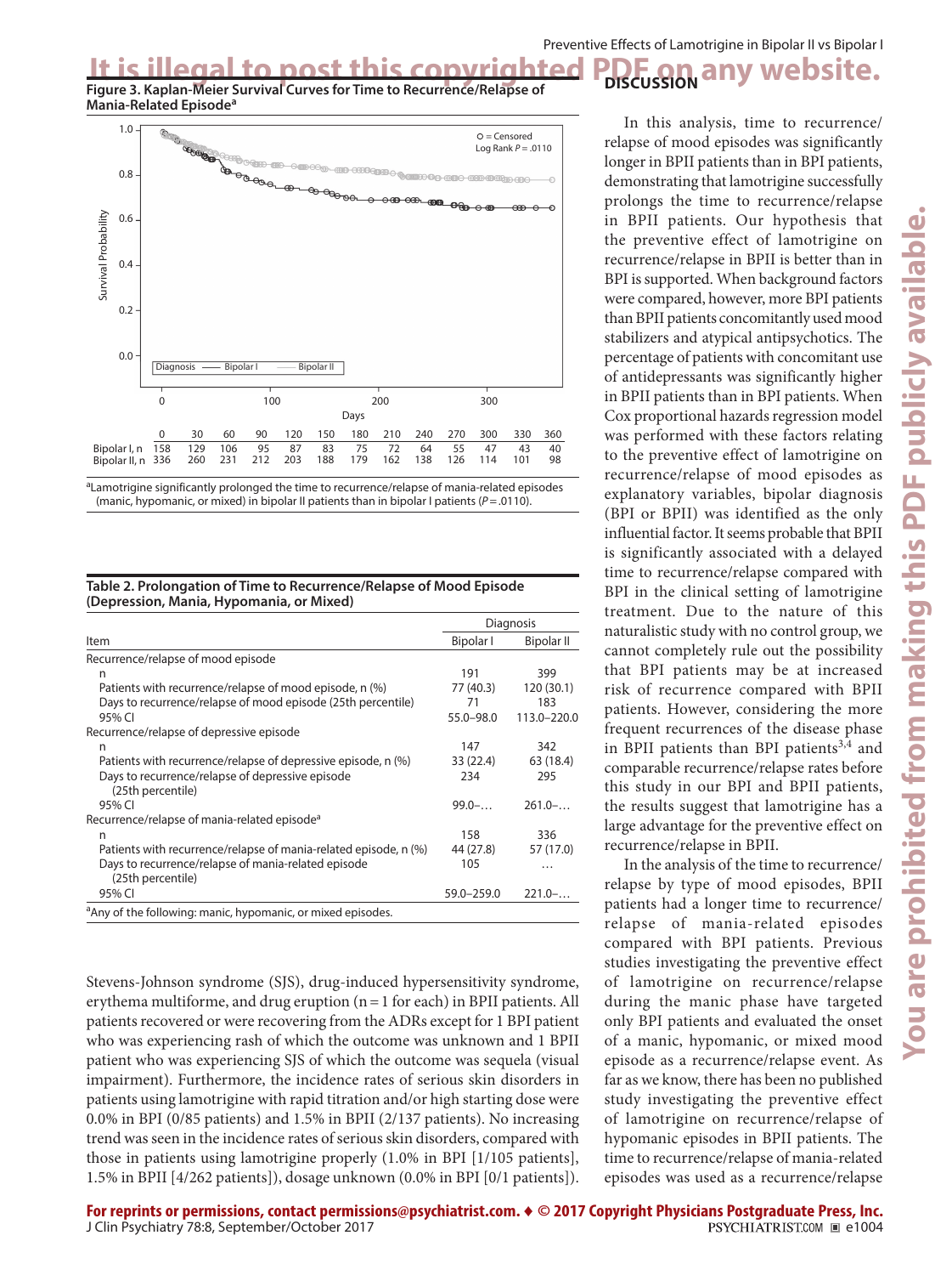**Figure 3. Kaplan-Meier Survival Curves for Time to Recurrence/Relapse of Mania-Related Episode[a]**

| Days | 0 | 30 | 60 | 90 | 120 | 150 | 180 | 210 | 240 | 270 | 300 | 330 | 360 |
|---|---|---|---|---|---|---|---|---|---|---|---|---|---|
| Bipolar I, n | 158 | 129 | 106 | 95 | 87 | 83 | 75 | 72 | 64 | 55 | 47 | 43 | 40 |
| Bipolar II, n | 336 | 260 | 231 | 212 | 203 | 188 | 179 | 162 | 138 | 126 | 114 | 101 | 98 |

[a]Lamotrigine significantly prolonged the time to recurrence/relapse of mania-related episodes (manic, hypomanic, or mixed) in bipolar II patients than in bipolar I patients ($P = .0110$).

**Table 2. Prolongation of Time to Recurrence/Relapse of Mood Episode (Depression, Mania, Hypomania, or Mixed)**

| Item | Diagnosis | |
|---|---|---|
| | Bipolar I | Bipolar II |
| Recurrence/relapse of mood episode | | |
| n | 191 | 399 |
| Patients with recurrence/relapse of mood episode, n (%) | 77 (40.3) | 120 (30.1) |
| Days to recurrence/relapse of mood episode (25th percentile) | 71 | 183 |
| 95% CI | 55.0–98.0 | 113.0–220.0 |
| Recurrence/relapse of depressive episode | | |
| n | 147 | 342 |
| Patients with recurrence/relapse of depressive episode, n (%) | 33 (22.4) | 63 (18.4) |
| Days to recurrence/relapse of depressive episode (25th percentile) | 234 | 295 |
| 95% CI | 99.0–… | 261.0–… |
| Recurrence/relapse of mania-related episode[a] | | |
| n | 158 | 336 |
| Patients with recurrence/relapse of mania-related episode, n (%) | 44 (27.8) | 57 (17.0) |
| Days to recurrence/relapse of mania-related episode (25th percentile) | 105 | … |
| 95% CI | 59.0–259.0 | 221.0–… |

[a]Any of the following: manic, hypomanic, or mixed episodes.

Stevens-Johnson syndrome (SJS), drug-induced hypersensitivity syndrome, erythema multiforme, and drug eruption (n = 1 for each) in BPII patients. All patients recovered or were recovering from the ADRs except for 1 BPI patient who was experiencing rash of which the outcome was unknown and 1 BPII patient who was experiencing SJS of which the outcome was sequela (visual impairment). Furthermore, the incidence rates of serious skin disorders in patients using lamotrigine with rapid titration and/or high starting dose were 0.0% in BPI (0/85 patients) and 1.5% in BPII (2/137 patients). No increasing trend was seen in the incidence rates of serious skin disorders, compared with those in patients using lamotrigine properly (1.0% in BPI [1/105 patients], 1.5% in BPII [4/262 patients]), dosage unknown (0.0% in BPI [0/1 patients]).

## DISCUSSION

In this analysis, time to recurrence/relapse of mood episodes was significantly longer in BPII patients than in BPI patients, demonstrating that lamotrigine successfully prolongs the time to recurrence/relapse in BPII patients. Our hypothesis that the preventive effect of lamotrigine on recurrence/relapse in BPII is better than in BPI is supported. When background factors were compared, however, more BPI patients than BPII patients concomitantly used mood stabilizers and atypical antipsychotics. The percentage of patients with concomitant use of antidepressants was significantly higher in BPII patients than in BPI patients. When Cox proportional hazards regression model was performed with these factors relating to the preventive effect of lamotrigine on recurrence/relapse of mood episodes as explanatory variables, bipolar diagnosis (BPI or BPII) was identified as the only influential factor. It seems probable that BPII is significantly associated with a delayed time to recurrence/relapse compared with BPI in the clinical setting of lamotrigine treatment. Due to the nature of this naturalistic study with no control group, we cannot completely rule out the possibility that BPI patients may be at increased risk of recurrence compared with BPII patients. However, considering the more frequent recurrences of the disease phase in BPII patients than BPI patients[3,4] and comparable recurrence/relapse rates before this study in our BPI and BPII patients, the results suggest that lamotrigine has a large advantage for the preventive effect on recurrence/relapse in BPII.

In the analysis of the time to recurrence/relapse by type of mood episodes, BPII patients had a longer time to recurrence/relapse of mania-related episodes compared with BPI patients. Previous studies investigating the preventive effect of lamotrigine on recurrence/relapse during the manic phase have targeted only BPI patients and evaluated the onset of a manic, hypomanic, or mixed mood episode as a recurrence/relapse event. As far as we know, there has been no published study investigating the preventive effect of lamotrigine on recurrence/relapse of hypomanic episodes in BPII patients. The time to recurrence/relapse of mania-related episodes was used as a recurrence/relapse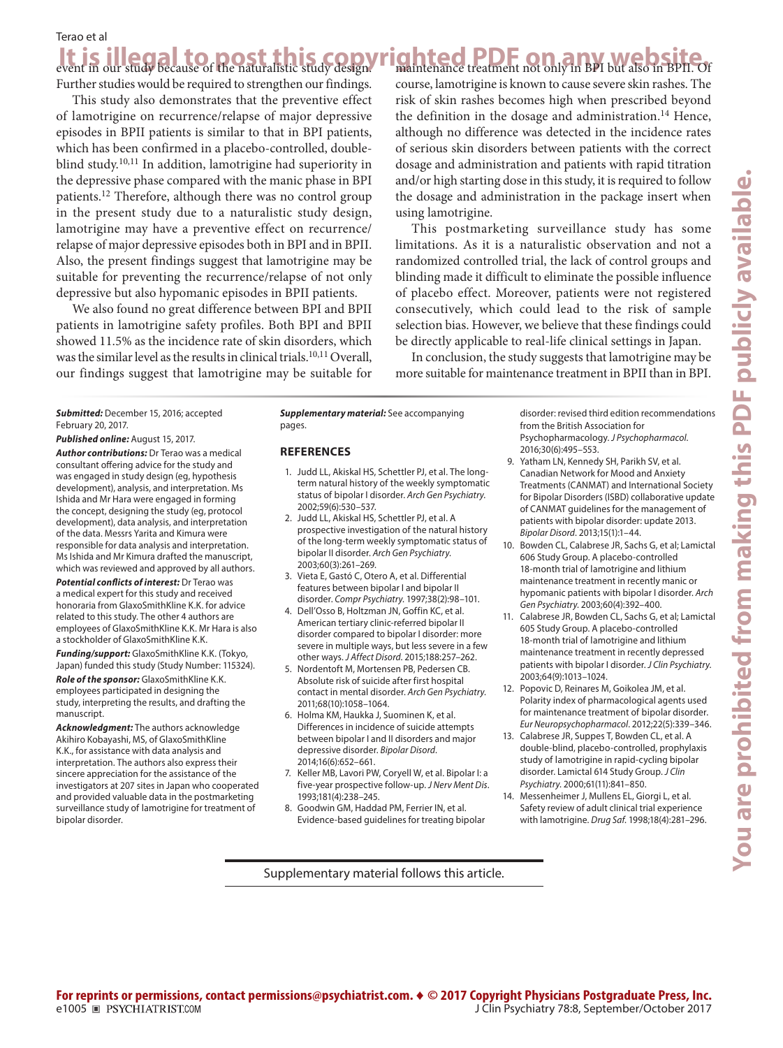event in our study because of the naturalistic study design. Further studies would be required to strengthen our findings.

This study also demonstrates that the preventive effect of lamotrigine on recurrence/relapse of major depressive episodes in BPII patients is similar to that in BPI patients, which has been confirmed in a placebo-controlled, double-blind study.[10,11] In addition, lamotrigine had superiority in the depressive phase compared with the manic phase in BPI patients.[12] Therefore, although there was no control group in the present study due to a naturalistic study design, lamotrigine may have a preventive effect on recurrence/relapse of major depressive episodes both in BPI and in BPII. Also, the present findings suggest that lamotrigine may be suitable for preventing the recurrence/relapse of not only depressive but also hypomanic episodes in BPII patients.

We also found no great difference between BPI and BPII patients in lamotrigine safety profiles. Both BPI and BPII showed 11.5% as the incidence rate of skin disorders, which was the similar level as the results in clinical trials.[10,11] Overall, our findings suggest that lamotrigine may be suitable for maintenance treatment not only in BPI but also in BPII. Of course, lamotrigine is known to cause severe skin rashes. The risk of skin rashes becomes high when prescribed beyond the definition in the dosage and administration.[14] Hence, although no difference was detected in the incidence rates of serious skin disorders between patients with the correct dosage and administration and patients with rapid titration and/or high starting dose in this study, it is required to follow the dosage and administration in the package insert when using lamotrigine.

This postmarketing surveillance study has some limitations. As it is a naturalistic observation and not a randomized controlled trial, the lack of control groups and blinding made it difficult to eliminate the possible influence of placebo effect. Moreover, patients were not registered consecutively, which could lead to the risk of sample selection bias. However, we believe that these findings could be directly applicable to real-life clinical settings in Japan.

In conclusion, the study suggests that lamotrigine may be more suitable for maintenance treatment in BPII than in BPI.

***Submitted:*** December 15, 2016; accepted February 20, 2017.

***Published online:*** August 15, 2017.

***Author contributions:*** Dr Terao was a medical consultant offering advice for the study and was engaged in study design (eg, hypothesis development), analysis, and interpretation. Ms Ishida and Mr Hara were engaged in forming the concept, designing the study (eg, protocol development), data analysis, and interpretation of the data. Messrs Yarita and Kimura were responsible for data analysis and interpretation. Ms Ishida and Mr Kimura drafted the manuscript, which was reviewed and approved by all authors.

***Potential conflicts of interest:*** Dr Terao was a medical expert for this study and received honoraria from GlaxoSmithKline K.K. for advice related to this study. The other 4 authors are employees of GlaxoSmithKline K.K. Mr Hara is also a stockholder of GlaxoSmithKline K.K.

***Funding/support:*** GlaxoSmithKline K.K. (Tokyo, Japan) funded this study (Study Number: 115324).

***Role of the sponsor:*** GlaxoSmithKline K.K. employees participated in designing the study, interpreting the results, and drafting the manuscript.

***Acknowledgment:*** The authors acknowledge Akihiro Kobayashi, MS, of GlaxoSmithKline K.K., for assistance with data analysis and interpretation. The authors also express their sincere appreciation for the assistance of the investigators at 207 sites in Japan who cooperated and provided valuable data in the postmarketing surveillance study of lamotrigine for treatment of bipolar disorder.

***Supplementary material:*** See accompanying pages.

## REFERENCES

1. Judd LL, Akiskal HS, Schettler PJ, et al. The long-term natural history of the weekly symptomatic status of bipolar I disorder. *Arch Gen Psychiatry.* 2002;59(6):530–537.
2. Judd LL, Akiskal HS, Schettler PJ, et al. A prospective investigation of the natural history of the long-term weekly symptomatic status of bipolar II disorder. *Arch Gen Psychiatry.* 2003;60(3):261–269.
3. Vieta E, Gastó C, Otero A, et al. Differential features between bipolar I and bipolar II disorder. *Compr Psychiatry.* 1997;38(2):98–101.
4. Dell'Osso B, Holtzman JN, Goffin KC, et al. American tertiary clinic-referred bipolar II disorder compared to bipolar I disorder: more severe in multiple ways, but less severe in a few other ways. *J Affect Disord.* 2015;188:257–262.
5. Nordentoft M, Mortensen PB, Pedersen CB. Absolute risk of suicide after first hospital contact in mental disorder. *Arch Gen Psychiatry.* 2011;68(10):1058–1064.
6. Holma KM, Haukka J, Suominen K, et al. Differences in incidence of suicide attempts between bipolar I and II disorders and major depressive disorder. *Bipolar Disord.* 2014;16(6):652–661.
7. Keller MB, Lavori PW, Coryell W, et al. Bipolar I: a five-year prospective follow-up. *J Nerv Ment Dis.* 1993;181(4):238–245.
8. Goodwin GM, Haddad PM, Ferrier IN, et al. Evidence-based guidelines for treating bipolar disorder: revised third edition recommendations from the British Association for Psychopharmacology. *J Psychopharmacol.* 2016;30(6):495–553.
9. Yatham LN, Kennedy SH, Parikh SV, et al. Canadian Network for Mood and Anxiety Treatments (CANMAT) and International Society for Bipolar Disorders (ISBD) collaborative update of CANMAT guidelines for the management of patients with bipolar disorder: update 2013. *Bipolar Disord.* 2013;15(1):1–44.
10. Bowden CL, Calabrese JR, Sachs G, et al; Lamictal 606 Study Group. A placebo-controlled 18-month trial of lamotrigine and lithium maintenance treatment in recently manic or hypomanic patients with bipolar I disorder. *Arch Gen Psychiatry.* 2003;60(4):392–400.
11. Calabrese JR, Bowden CL, Sachs G, et al; Lamictal 605 Study Group. A placebo-controlled 18-month trial of lamotrigine and lithium maintenance treatment in recently depressed patients with bipolar I disorder. *J Clin Psychiatry.* 2003;64(9):1013–1024.
12. Popovic D, Reinares M, Goikolea JM, et al. Polarity index of pharmacological agents used for maintenance treatment of bipolar disorder. *Eur Neuropsychopharmacol.* 2012;22(5):339–346.
13. Calabrese JR, Suppes T, Bowden CL, et al. A double-blind, placebo-controlled, prophylaxis study of lamotrigine in rapid-cycling bipolar disorder. Lamictal 614 Study Group. *J Clin Psychiatry.* 2000;61(11):841–850.
14. Messenheimer J, Mullens EL, Giorgi L, et al. Safety review of adult clinical trial experience with lamotrigine. *Drug Saf.* 1998;18(4):281–296.

Supplementary material follows this article.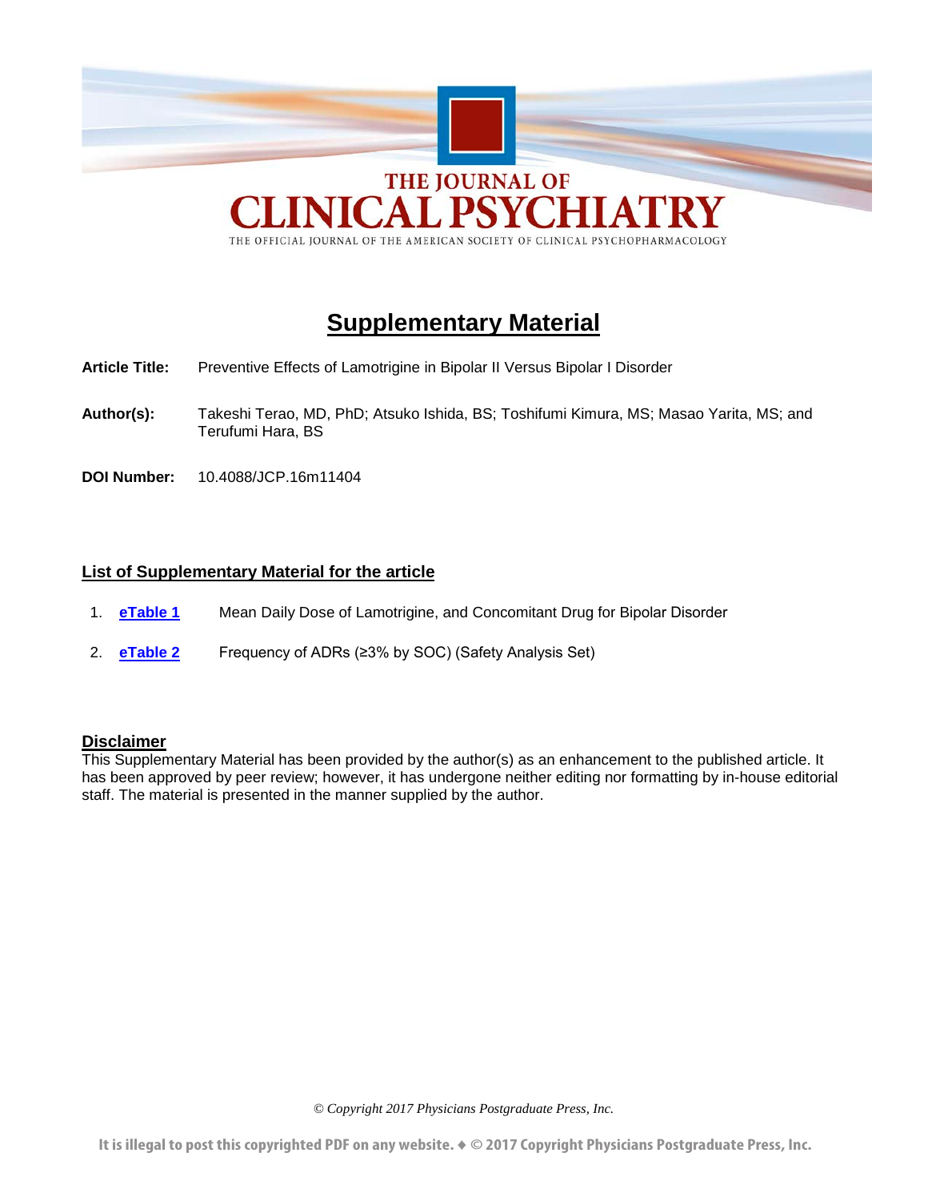# THE JOURNAL OF CLINICAL PSYCHIATRY

THE OFFICIAL JOURNAL OF THE AMERICAN SOCIETY OF CLINICAL PSYCHOPHARMACOLOGY

## Supplementary Material

**Article Title:** Preventive Effects of Lamotrigine in Bipolar II Versus Bipolar I Disorder

**Author(s):** Takeshi Terao, MD, PhD; Atsuko Ishida, BS; Toshifumi Kimura, MS; Masao Yarita, MS; and Terufumi Hara, BS

**DOI Number:** 10.4088/JCP.16m11404

### List of Supplementary Material for the article

1. **eTable 1** Mean Daily Dose of Lamotrigine, and Concomitant Drug for Bipolar Disorder
2. **eTable 2** Frequency of ADRs (≥3% by SOC) (Safety Analysis Set)

### Disclaimer

This Supplementary Material has been provided by the author(s) as an enhancement to the published article. It has been approved by peer review; however, it has undergone neither editing nor formatting by in-house editorial staff. The material is presented in the manner supplied by the author.

*© Copyright 2017 Physicians Postgraduate Press, Inc.*

It is illegal to post this copyrighted PDF on any website. ♦ © 2017 Copyright Physicians Postgraduate Press, Inc.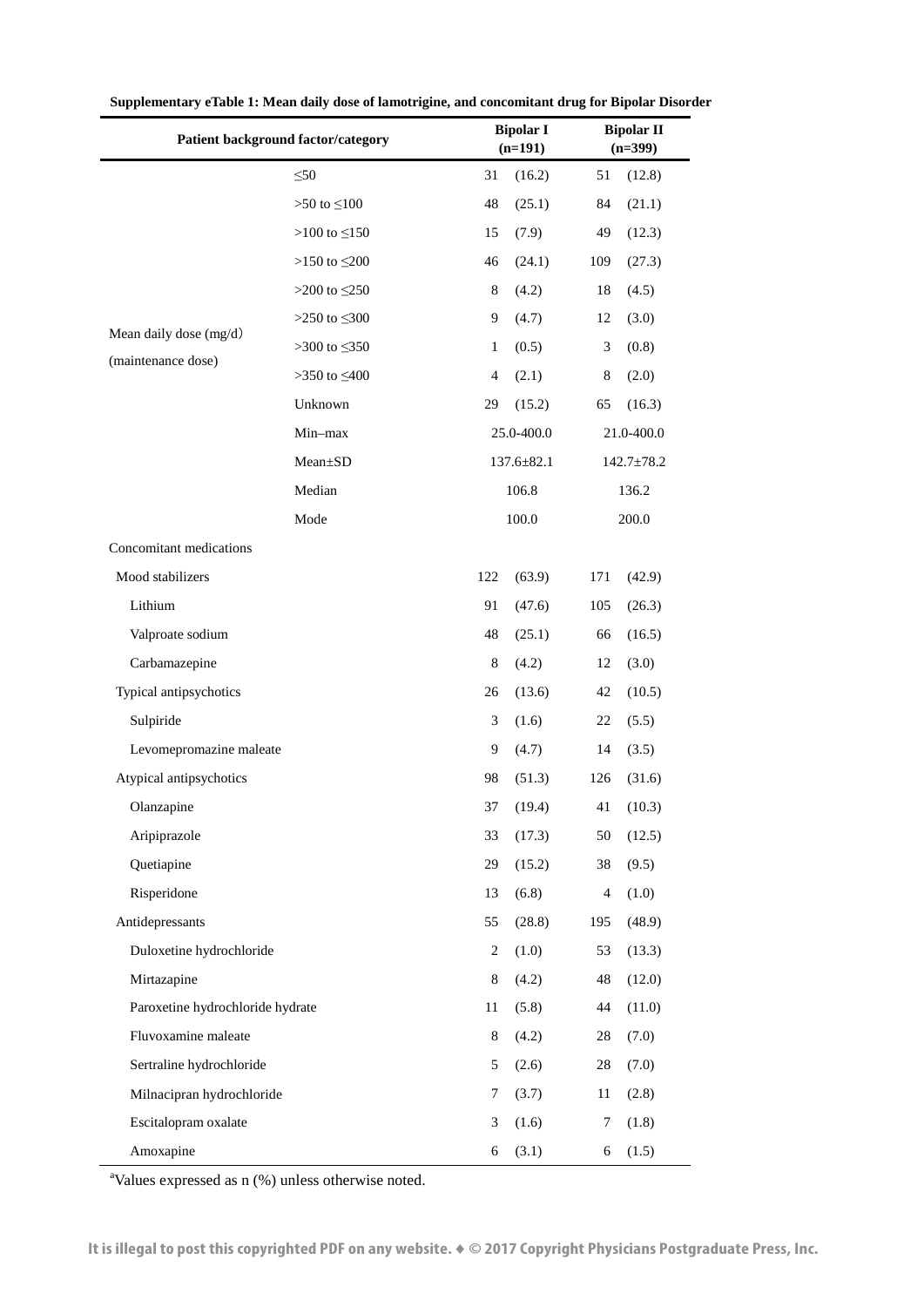**Supplementary eTable 1: Mean daily dose of lamotrigine, and concomitant drug for Bipolar Disorder**

| Patient background factor/category | | Bipolar I (n=191) | Bipolar II (n=399) |
|---|---|---|---|
| Mean daily dose (mg/d) (maintenance dose) | ≤50 | 31 (16.2) | 51 (12.8) |
| | >50 to ≤100 | 48 (25.1) | 84 (21.1) |
| | >100 to ≤150 | 15 (7.9) | 49 (12.3) |
| | >150 to ≤200 | 46 (24.1) | 109 (27.3) |
| | >200 to ≤250 | 8 (4.2) | 18 (4.5) |
| | >250 to ≤300 | 9 (4.7) | 12 (3.0) |
| | >300 to ≤350 | 1 (0.5) | 3 (0.8) |
| | >350 to ≤400 | 4 (2.1) | 8 (2.0) |
| | Unknown | 29 (15.2) | 65 (16.3) |
| | Min–max | 25.0-400.0 | 21.0-400.0 |
| | Mean±SD | 137.6±82.1 | 142.7±78.2 |
| | Median | 106.8 | 136.2 |
| | Mode | 100.0 | 200.0 |
| Concomitant medications | | | |
| Mood stabilizers | | 122 (63.9) | 171 (42.9) |
| Lithium | | 91 (47.6) | 105 (26.3) |
| Valproate sodium | | 48 (25.1) | 66 (16.5) |
| Carbamazepine | | 8 (4.2) | 12 (3.0) |
| Typical antipsychotics | | 26 (13.6) | 42 (10.5) |
| Sulpiride | | 3 (1.6) | 22 (5.5) |
| Levomepromazine maleate | | 9 (4.7) | 14 (3.5) |
| Atypical antipsychotics | | 98 (51.3) | 126 (31.6) |
| Olanzapine | | 37 (19.4) | 41 (10.3) |
| Aripiprazole | | 33 (17.3) | 50 (12.5) |
| Quetiapine | | 29 (15.2) | 38 (9.5) |
| Risperidone | | 13 (6.8) | 4 (1.0) |
| Antidepressants | | 55 (28.8) | 195 (48.9) |
| Duloxetine hydrochloride | | 2 (1.0) | 53 (13.3) |
| Mirtazapine | | 8 (4.2) | 48 (12.0) |
| Paroxetine hydrochloride hydrate | | 11 (5.8) | 44 (11.0) |
| Fluvoxamine maleate | | 8 (4.2) | 28 (7.0) |
| Sertraline hydrochloride | | 5 (2.6) | 28 (7.0) |
| Milnacipran hydrochloride | | 7 (3.7) | 11 (2.8) |
| Escitalopram oxalate | | 3 (1.6) | 7 (1.8) |
| Amoxapine | | 6 (3.1) | 6 (1.5) |

[a]Values expressed as n (%) unless otherwise noted.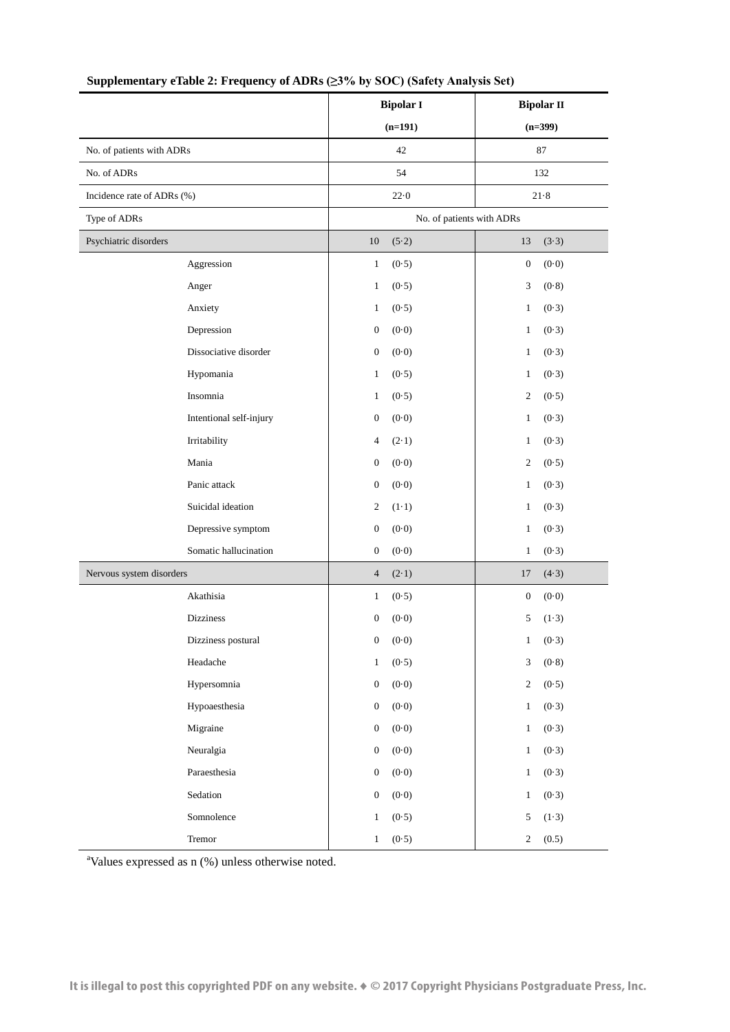**Supplementary eTable 2: Frequency of ADRs (≥3% by SOC) (Safety Analysis Set)**

| | Bipolar I (n=191) | Bipolar II (n=399) |
|---|---|---|
| No. of patients with ADRs | 42 | 87 |
| No. of ADRs | 54 | 132 |
| Incidence rate of ADRs (%) | 22·0 | 21·8 |
| Type of ADRs | No. of patients with ADRs | |
| Psychiatric disorders | 10 (5·2) | 13 (3·3) |
| Aggression | 1 (0·5) | 0 (0·0) |
| Anger | 1 (0·5) | 3 (0·8) |
| Anxiety | 1 (0·5) | 1 (0·3) |
| Depression | 0 (0·0) | 1 (0·3) |
| Dissociative disorder | 0 (0·0) | 1 (0·3) |
| Hypomania | 1 (0·5) | 1 (0·3) |
| Insomnia | 1 (0·5) | 2 (0·5) |
| Intentional self-injury | 0 (0·0) | 1 (0·3) |
| Irritability | 4 (2·1) | 1 (0·3) |
| Mania | 0 (0·0) | 2 (0·5) |
| Panic attack | 0 (0·0) | 1 (0·3) |
| Suicidal ideation | 2 (1·1) | 1 (0·3) |
| Depressive symptom | 0 (0·0) | 1 (0·3) |
| Somatic hallucination | 0 (0·0) | 1 (0·3) |
| Nervous system disorders | 4 (2·1) | 17 (4·3) |
| Akathisia | 1 (0·5) | 0 (0·0) |
| Dizziness | 0 (0·0) | 5 (1·3) |
| Dizziness postural | 0 (0·0) | 1 (0·3) |
| Headache | 1 (0·5) | 3 (0·8) |
| Hypersomnia | 0 (0·0) | 2 (0·5) |
| Hypoaesthesia | 0 (0·0) | 1 (0·3) |
| Migraine | 0 (0·0) | 1 (0·3) |
| Neuralgia | 0 (0·0) | 1 (0·3) |
| Paraesthesia | 0 (0·0) | 1 (0·3) |
| Sedation | 0 (0·0) | 1 (0·3) |
| Somnolence | 1 (0·5) | 5 (1·3) |
| Tremor | 1 (0·5) | 2 (0.5) |

[a]Values expressed as n (%) unless otherwise noted.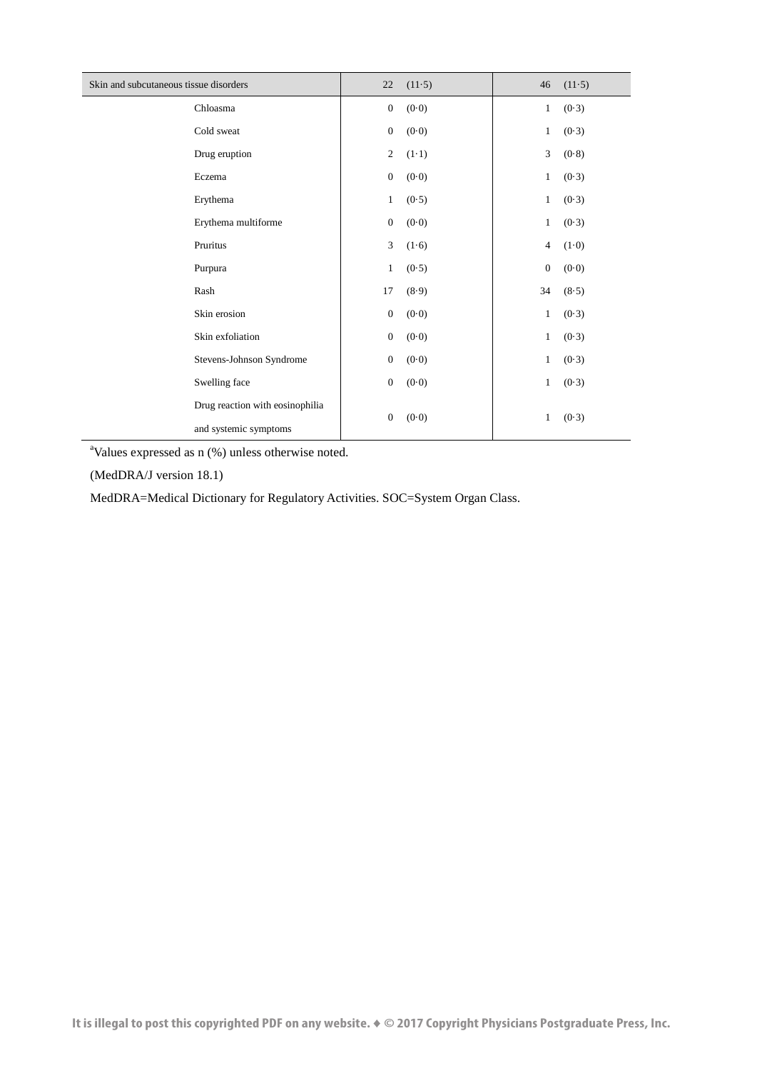| | | |
|---|---|---|
| Skin and subcutaneous tissue disorders | 22 (11·5) | 46 (11·5) |
| Chloasma | 0 (0·0) | 1 (0·3) |
| Cold sweat | 0 (0·0) | 1 (0·3) |
| Drug eruption | 2 (1·1) | 3 (0·8) |
| Eczema | 0 (0·0) | 1 (0·3) |
| Erythema | 1 (0·5) | 1 (0·3) |
| Erythema multiforme | 0 (0·0) | 1 (0·3) |
| Pruritus | 3 (1·6) | 4 (1·0) |
| Purpura | 1 (0·5) | 0 (0·0) |
| Rash | 17 (8·9) | 34 (8·5) |
| Skin erosion | 0 (0·0) | 1 (0·3) |
| Skin exfoliation | 0 (0·0) | 1 (0·3) |
| Stevens-Johnson Syndrome | 0 (0·0) | 1 (0·3) |
| Swelling face | 0 (0·0) | 1 (0·3) |
| Drug reaction with eosinophilia and systemic symptoms | 0 (0·0) | 1 (0·3) |

[a]Values expressed as n (%) unless otherwise noted.

(MedDRA/J version 18.1)

MedDRA=Medical Dictionary for Regulatory Activities. SOC=System Organ Class.